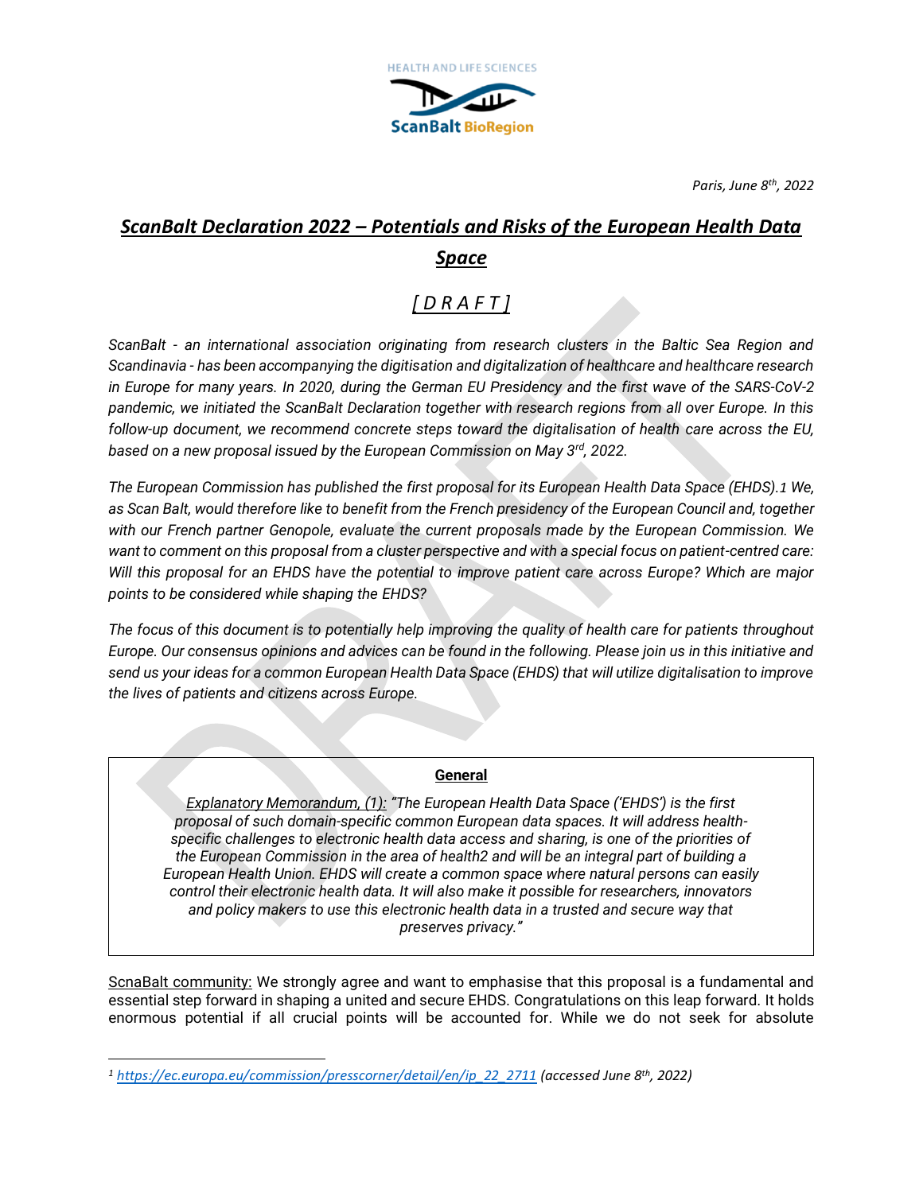Paris, June 8th, 2022

# *ScanBalt Declaration 2022 – Potentials and Risks of the European Health Data Space*

## *[ D R A F T ]*

*ScanBalt - an international association originating from research clusters in the Baltic Sea Region and Scandinavia - has been accompanying the digitisation and digitalization of healthcare and healthcare research in Europe for many years. In 2020, during the German EU Presidency and the first wave of the SARS-CoV-2 pandemic, we initiated the ScanBalt Declaration together with research regions from all over Europe. In this follow-up document, we recommend concrete steps toward the digitalisation of health care across the EU, based on a new proposal issued by the European Commission on May 3rd, 2022.*

*The European Commission has published the first proposal for its European Health Data Space (EHDS).1 We, as Scan Balt, would therefore like to benefit from the French presidency of the European Council and, together with our French partner Genopole, evaluate the current proposals made by the European Commission. We want to comment on this proposal from a cluster perspective and with a special focus on patient-centred care: Will this proposal for an EHDS have the potential to improve patient care across Europe? Which are major points to be considered while shaping the EHDS?*

*The focus of this document is to potentially help improving the quality of health care for patients throughout Europe. Our consensus opinions and advices can be found in the following. Please join us in this initiative and send us your ideas for a common European Health Data Space (EHDS) that will utilize digitalisation to improve the lives of patients and citizens across Europe.*

> **General**
>
> *Explanatory Memorandum, (1): "The European Health Data Space ('EHDS') is the first proposal of such domain-specific common European data spaces. It will address health-specific challenges to electronic health data access and sharing, is one of the priorities of the European Commission in the area of health2 and will be an integral part of building a European Health Union. EHDS will create a common space where natural persons can easily control their electronic health data. It will also make it possible for researchers, innovators and policy makers to use this electronic health data in a trusted and secure way that preserves privacy."*

ScnaBalt community: We strongly agree and want to emphasise that this proposal is a fundamental and essential step forward in shaping a united and secure EHDS. Congratulations on this leap forward. It holds enormous potential if all crucial points will be accounted for. While we do not seek for absolute

[1] *https://ec.europa.eu/commission/presscorner/detail/en/ip_22_2711 (accessed June 8th, 2022)*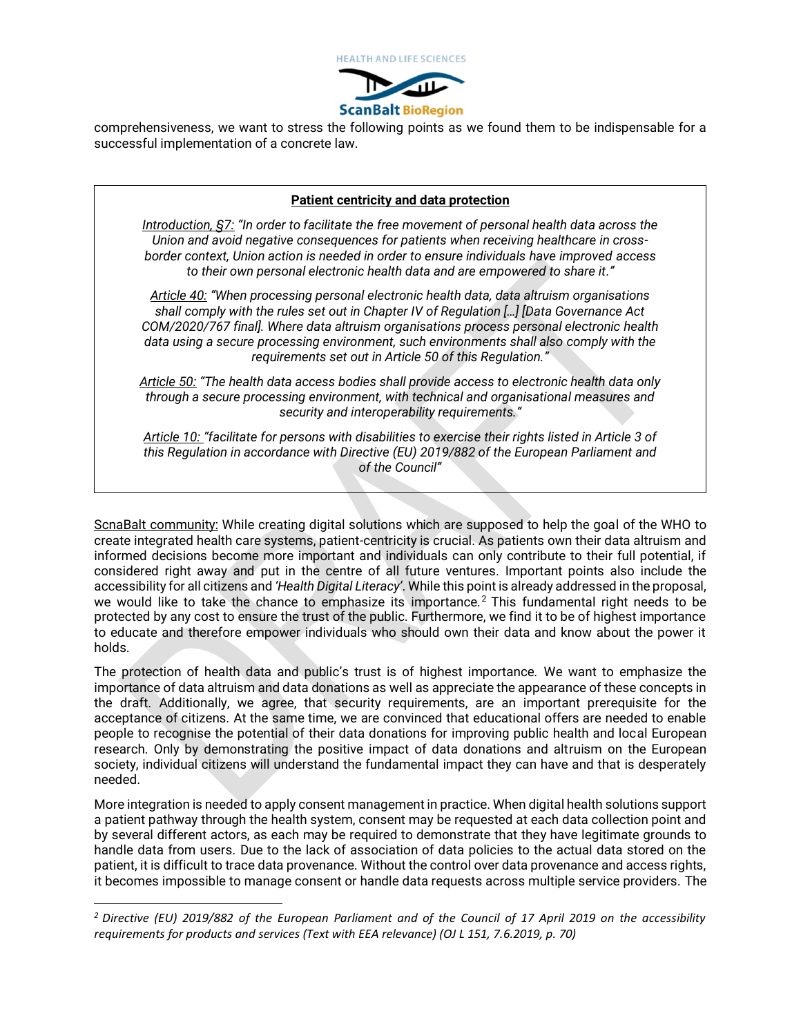comprehensiveness, we want to stress the following points as we found them to be indispensable for a successful implementation of a concrete law.

**Patient centricity and data protection**

*Introduction, §7: "In order to facilitate the free movement of personal health data across the Union and avoid negative consequences for patients when receiving healthcare in cross-border context, Union action is needed in order to ensure individuals have improved access to their own personal electronic health data and are empowered to share it."*

*Article 40: "When processing personal electronic health data, data altruism organisations shall comply with the rules set out in Chapter IV of Regulation […] [Data Governance Act COM/2020/767 final]. Where data altruism organisations process personal electronic health data using a secure processing environment, such environments shall also comply with the requirements set out in Article 50 of this Regulation."*

*Article 50: "The health data access bodies shall provide access to electronic health data only through a secure processing environment, with technical and organisational measures and security and interoperability requirements."*

*Article 10: "facilitate for persons with disabilities to exercise their rights listed in Article 3 of this Regulation in accordance with Directive (EU) 2019/882 of the European Parliament and of the Council"*

ScnaBalt community: While creating digital solutions which are supposed to help the goal of the WHO to create integrated health care systems, patient-centricity is crucial. As patients own their data altruism and informed decisions become more important and individuals can only contribute to their full potential, if considered right away and put in the centre of all future ventures. Important points also include the accessibility for all citizens and *'Health Digital Literacy'*. While this point is already addressed in the proposal, we would like to take the chance to emphasize its importance.[2] This fundamental right needs to be protected by any cost to ensure the trust of the public. Furthermore, we find it to be of highest importance to educate and therefore empower individuals who should own their data and know about the power it holds.

The protection of health data and public's trust is of highest importance. We want to emphasize the importance of data altruism and data donations as well as appreciate the appearance of these concepts in the draft. Additionally, we agree, that security requirements, are an important prerequisite for the acceptance of citizens. At the same time, we are convinced that educational offers are needed to enable people to recognise the potential of their data donations for improving public health and local European research. Only by demonstrating the positive impact of data donations and altruism on the European society, individual citizens will understand the fundamental impact they can have and that is desperately needed.

More integration is needed to apply consent management in practice. When digital health solutions support a patient pathway through the health system, consent may be requested at each data collection point and by several different actors, as each may be required to demonstrate that they have legitimate grounds to handle data from users. Due to the lack of association of data policies to the actual data stored on the patient, it is difficult to trace data provenance. Without the control over data provenance and access rights, it becomes impossible to manage consent or handle data requests across multiple service providers. The

*[2] Directive (EU) 2019/882 of the European Parliament and of the Council of 17 April 2019 on the accessibility requirements for products and services (Text with EEA relevance) (OJ L 151, 7.6.2019, p. 70)*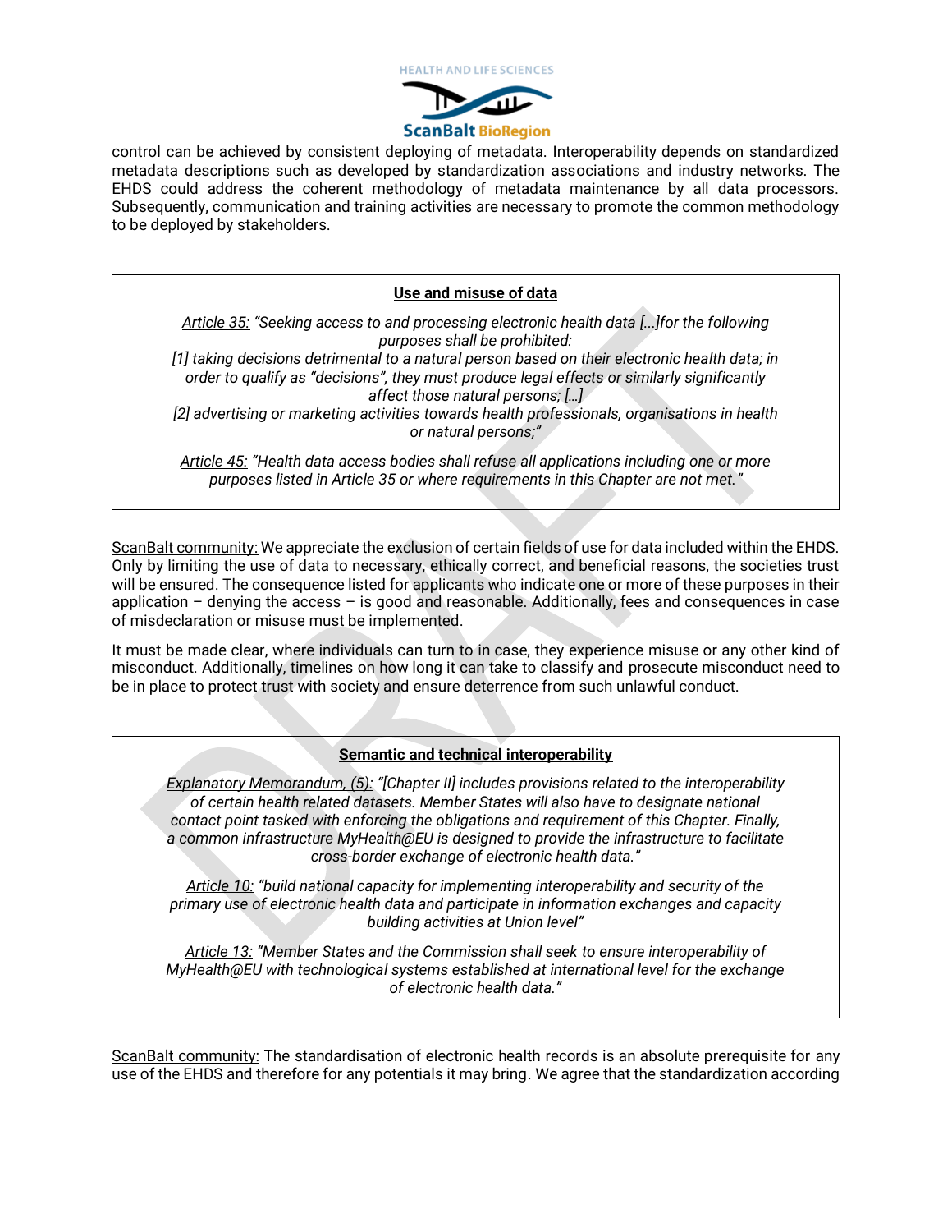control can be achieved by consistent deploying of metadata. Interoperability depends on standardized metadata descriptions such as developed by standardization associations and industry networks. The EHDS could address the coherent methodology of metadata maintenance by all data processors. Subsequently, communication and training activities are necessary to promote the common methodology to be deployed by stakeholders.

> **<u>Use and misuse of data</u>**
>
> *<u>Article 35:</u> "Seeking access to and processing electronic health data [...]for the following purposes shall be prohibited:*
> *[1] taking decisions detrimental to a natural person based on their electronic health data; in order to qualify as "decisions", they must produce legal effects or similarly significantly affect those natural persons; […]*
> *[2] advertising or marketing activities towards health professionals, organisations in health or natural persons;"*
>
> *<u>Article 45:</u> "Health data access bodies shall refuse all applications including one or more purposes listed in Article 35 or where requirements in this Chapter are not met."*

<u>ScanBalt community:</u> We appreciate the exclusion of certain fields of use for data included within the EHDS. Only by limiting the use of data to necessary, ethically correct, and beneficial reasons, the societies trust will be ensured. The consequence listed for applicants who indicate one or more of these purposes in their application – denying the access – is good and reasonable. Additionally, fees and consequences in case of misdeclaration or misuse must be implemented.

It must be made clear, where individuals can turn to in case, they experience misuse or any other kind of misconduct. Additionally, timelines on how long it can take to classify and prosecute misconduct need to be in place to protect trust with society and ensure deterrence from such unlawful conduct.

> **<u>Semantic and technical interoperability</u>**
>
> *<u>Explanatory Memorandum, (5):</u> "[Chapter II] includes provisions related to the interoperability of certain health related datasets. Member States will also have to designate national contact point tasked with enforcing the obligations and requirement of this Chapter. Finally, a common infrastructure MyHealth@EU is designed to provide the infrastructure to facilitate cross-border exchange of electronic health data."*
>
> *<u>Article 10:</u> "build national capacity for implementing interoperability and security of the primary use of electronic health data and participate in information exchanges and capacity building activities at Union level"*
>
> *<u>Article 13:</u> "Member States and the Commission shall seek to ensure interoperability of MyHealth@EU with technological systems established at international level for the exchange of electronic health data."*

<u>ScanBalt community:</u> The standardisation of electronic health records is an absolute prerequisite for any use of the EHDS and therefore for any potentials it may bring. We agree that the standardization according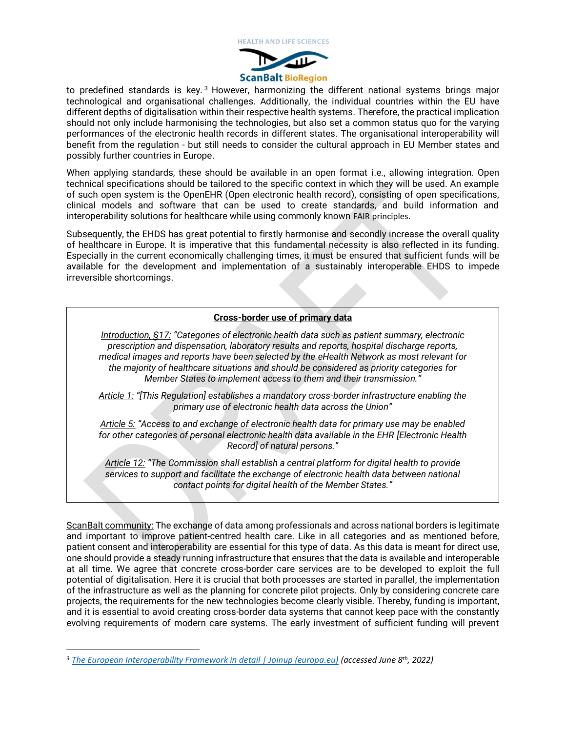to predefined standards is key.[3] However, harmonizing the different national systems brings major technological and organisational challenges. Additionally, the individual countries within the EU have different depths of digitalisation within their respective health systems. Therefore, the practical implication should not only include harmonising the technologies, but also set a common status quo for the varying performances of the electronic health records in different states. The organisational interoperability will benefit from the regulation - but still needs to consider the cultural approach in EU Member states and possibly further countries in Europe.

When applying standards, these should be available in an open format i.e., allowing integration. Open technical specifications should be tailored to the specific context in which they will be used. An example of such open system is the OpenEHR (Open electronic health record), consisting of open specifications, clinical models and software that can be used to create standards, and build information and interoperability solutions for healthcare while using commonly known FAIR principles.

Subsequently, the EHDS has great potential to firstly harmonise and secondly increase the overall quality of healthcare in Europe. It is imperative that this fundamental necessity is also reflected in its funding. Especially in the current economically challenging times, it must be ensured that sufficient funds will be available for the development and implementation of a sustainably interoperable EHDS to impede irreversible shortcomings.

> **Cross-border use of primary data**
>
> *Introduction, §17: "Categories of electronic health data such as patient summary, electronic prescription and dispensation, laboratory results and reports, hospital discharge reports, medical images and reports have been selected by the eHealth Network as most relevant for the majority of healthcare situations and should be considered as priority categories for Member States to implement access to them and their transmission."*
>
> *Article 1: "[This Regulation] establishes a mandatory cross-border infrastructure enabling the primary use of electronic health data across the Union"*
>
> *Article 5: "Access to and exchange of electronic health data for primary use may be enabled for other categories of personal electronic health data available in the EHR [Electronic Health Record] of natural persons."*
>
> *Article 12: "The Commission shall establish a central platform for digital health to provide services to support and facilitate the exchange of electronic health data between national contact points for digital health of the Member States."*

ScanBalt community: The exchange of data among professionals and across national borders is legitimate and important to improve patient-centred health care. Like in all categories and as mentioned before, patient consent and interoperability are essential for this type of data. As this data is meant for direct use, one should provide a steady running infrastructure that ensures that the data is available and interoperable at all time. We agree that concrete cross-border care services are to be developed to exploit the full potential of digitalisation. Here it is crucial that both processes are started in parallel, the implementation of the infrastructure as well as the planning for concrete pilot projects. Only by considering concrete care projects, the requirements for the new technologies become clearly visible. Thereby, funding is important, and it is essential to avoid creating cross-border data systems that cannot keep pace with the constantly evolving requirements of modern care systems. The early investment of sufficient funding will prevent

---

[3] *The European Interoperability Framework in detail | Joinup (europa.eu) (accessed June 8th, 2022)*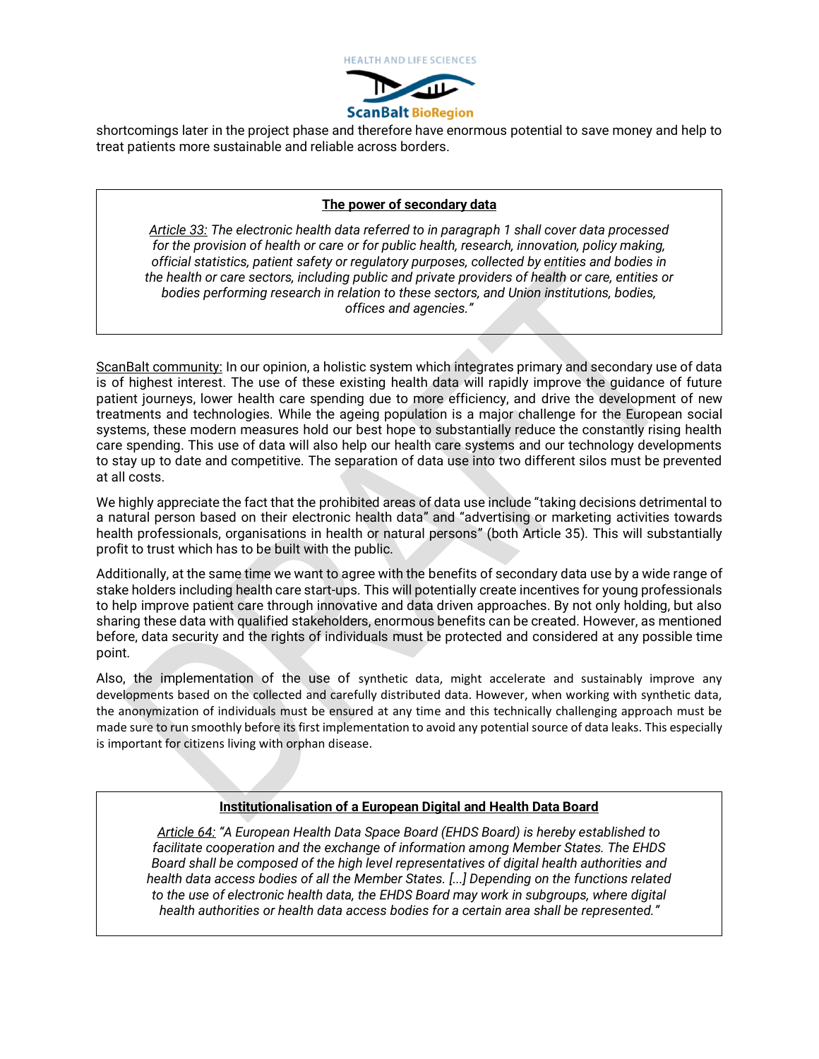shortcomings later in the project phase and therefore have enormous potential to save money and help to treat patients more sustainable and reliable across borders.

> **The power of secondary data**
>
> *Article 33: The electronic health data referred to in paragraph 1 shall cover data processed for the provision of health or care or for public health, research, innovation, policy making, official statistics, patient safety or regulatory purposes, collected by entities and bodies in the health or care sectors, including public and private providers of health or care, entities or bodies performing research in relation to these sectors, and Union institutions, bodies, offices and agencies."*

ScanBalt community: In our opinion, a holistic system which integrates primary and secondary use of data is of highest interest. The use of these existing health data will rapidly improve the guidance of future patient journeys, lower health care spending due to more efficiency, and drive the development of new treatments and technologies. While the ageing population is a major challenge for the European social systems, these modern measures hold our best hope to substantially reduce the constantly rising health care spending. This use of data will also help our health care systems and our technology developments to stay up to date and competitive. The separation of data use into two different silos must be prevented at all costs.

We highly appreciate the fact that the prohibited areas of data use include "taking decisions detrimental to a natural person based on their electronic health data" and "advertising or marketing activities towards health professionals, organisations in health or natural persons" (both Article 35). This will substantially profit to trust which has to be built with the public.

Additionally, at the same time we want to agree with the benefits of secondary data use by a wide range of stake holders including health care start-ups. This will potentially create incentives for young professionals to help improve patient care through innovative and data driven approaches. By not only holding, but also sharing these data with qualified stakeholders, enormous benefits can be created. However, as mentioned before, data security and the rights of individuals must be protected and considered at any possible time point.

Also, the implementation of the use of synthetic data, might accelerate and sustainably improve any developments based on the collected and carefully distributed data. However, when working with synthetic data, the anonymization of individuals must be ensured at any time and this technically challenging approach must be made sure to run smoothly before its first implementation to avoid any potential source of data leaks. This especially is important for citizens living with orphan disease.

> **Institutionalisation of a European Digital and Health Data Board**
>
> *Article 64: "A European Health Data Space Board (EHDS Board) is hereby established to facilitate cooperation and the exchange of information among Member States. The EHDS Board shall be composed of the high level representatives of digital health authorities and health data access bodies of all the Member States. [...] Depending on the functions related to the use of electronic health data, the EHDS Board may work in subgroups, where digital health authorities or health data access bodies for a certain area shall be represented."*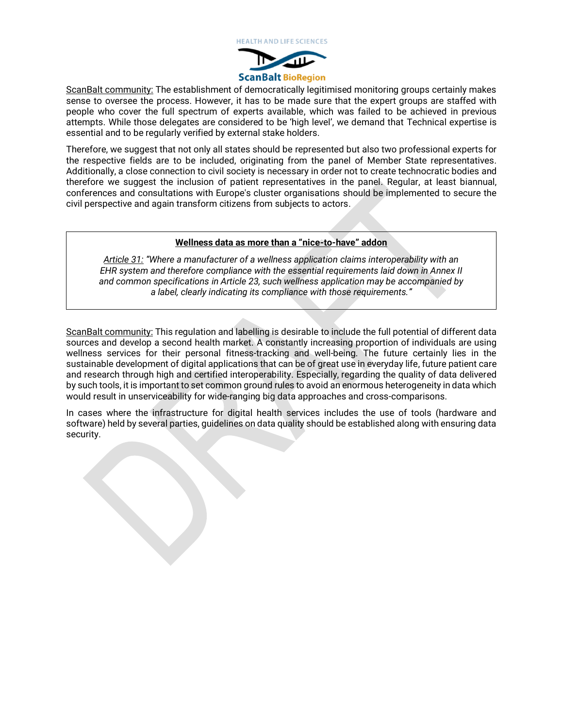ScanBalt community: The establishment of democratically legitimised monitoring groups certainly makes sense to oversee the process. However, it has to be made sure that the expert groups are staffed with people who cover the full spectrum of experts available, which was failed to be achieved in previous attempts. While those delegates are considered to be 'high level', we demand that Technical expertise is essential and to be regularly verified by external stake holders.

Therefore, we suggest that not only all states should be represented but also two professional experts for the respective fields are to be included, originating from the panel of Member State representatives. Additionally, a close connection to civil society is necessary in order not to create technocratic bodies and therefore we suggest the inclusion of patient representatives in the panel. Regular, at least biannual, conferences and consultations with Europe's cluster organisations should be implemented to secure the civil perspective and again transform citizens from subjects to actors.

**Wellness data as more than a "nice-to-have" addon**

*Article 31: "Where a manufacturer of a wellness application claims interoperability with an EHR system and therefore compliance with the essential requirements laid down in Annex II and common specifications in Article 23, such wellness application may be accompanied by a label, clearly indicating its compliance with those requirements."*

ScanBalt community: This regulation and labelling is desirable to include the full potential of different data sources and develop a second health market. A constantly increasing proportion of individuals are using wellness services for their personal fitness-tracking and well-being. The future certainly lies in the sustainable development of digital applications that can be of great use in everyday life, future patient care and research through high and certified interoperability. Especially, regarding the quality of data delivered by such tools, it is important to set common ground rules to avoid an enormous heterogeneity in data which would result in unserviceability for wide-ranging big data approaches and cross-comparisons.

In cases where the infrastructure for digital health services includes the use of tools (hardware and software) held by several parties, guidelines on data quality should be established along with ensuring data security.